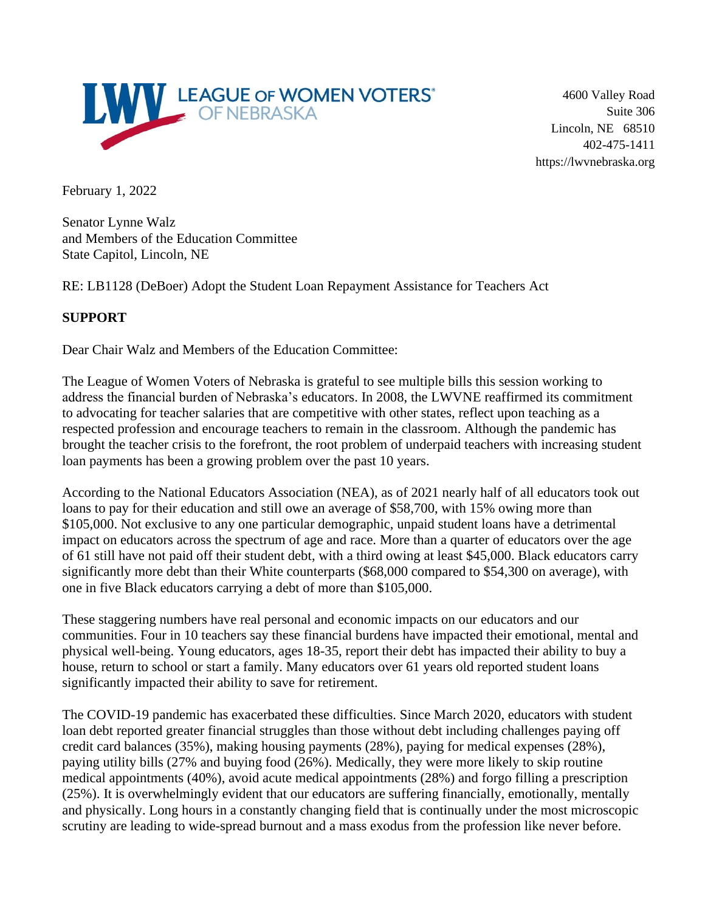LEAGUE OF WOMEN VOTERS® OF NEBRASKA

4600 Valley Road
Suite 306
Lincoln, NE 68510
402-475-1411
https://lwvnebraska.org

February 1, 2022

Senator Lynne Walz
and Members of the Education Committee
State Capitol, Lincoln, NE

RE: LB1128 (DeBoer) Adopt the Student Loan Repayment Assistance for Teachers Act

**SUPPORT**

Dear Chair Walz and Members of the Education Committee:

The League of Women Voters of Nebraska is grateful to see multiple bills this session working to address the financial burden of Nebraska's educators. In 2008, the LWVNE reaffirmed its commitment to advocating for teacher salaries that are competitive with other states, reflect upon teaching as a respected profession and encourage teachers to remain in the classroom. Although the pandemic has brought the teacher crisis to the forefront, the root problem of underpaid teachers with increasing student loan payments has been a growing problem over the past 10 years.

According to the National Educators Association (NEA), as of 2021 nearly half of all educators took out loans to pay for their education and still owe an average of $58,700, with 15% owing more than $105,000. Not exclusive to any one particular demographic, unpaid student loans have a detrimental impact on educators across the spectrum of age and race. More than a quarter of educators over the age of 61 still have not paid off their student debt, with a third owing at least $45,000. Black educators carry significantly more debt than their White counterparts ($68,000 compared to $54,300 on average), with one in five Black educators carrying a debt of more than $105,000.

These staggering numbers have real personal and economic impacts on our educators and our communities. Four in 10 teachers say these financial burdens have impacted their emotional, mental and physical well-being. Young educators, ages 18-35, report their debt has impacted their ability to buy a house, return to school or start a family. Many educators over 61 years old reported student loans significantly impacted their ability to save for retirement.

The COVID-19 pandemic has exacerbated these difficulties. Since March 2020, educators with student loan debt reported greater financial struggles than those without debt including challenges paying off credit card balances (35%), making housing payments (28%), paying for medical expenses (28%), paying utility bills (27% and buying food (26%). Medically, they were more likely to skip routine medical appointments (40%), avoid acute medical appointments (28%) and forgo filling a prescription (25%). It is overwhelmingly evident that our educators are suffering financially, emotionally, mentally and physically. Long hours in a constantly changing field that is continually under the most microscopic scrutiny are leading to wide-spread burnout and a mass exodus from the profession like never before.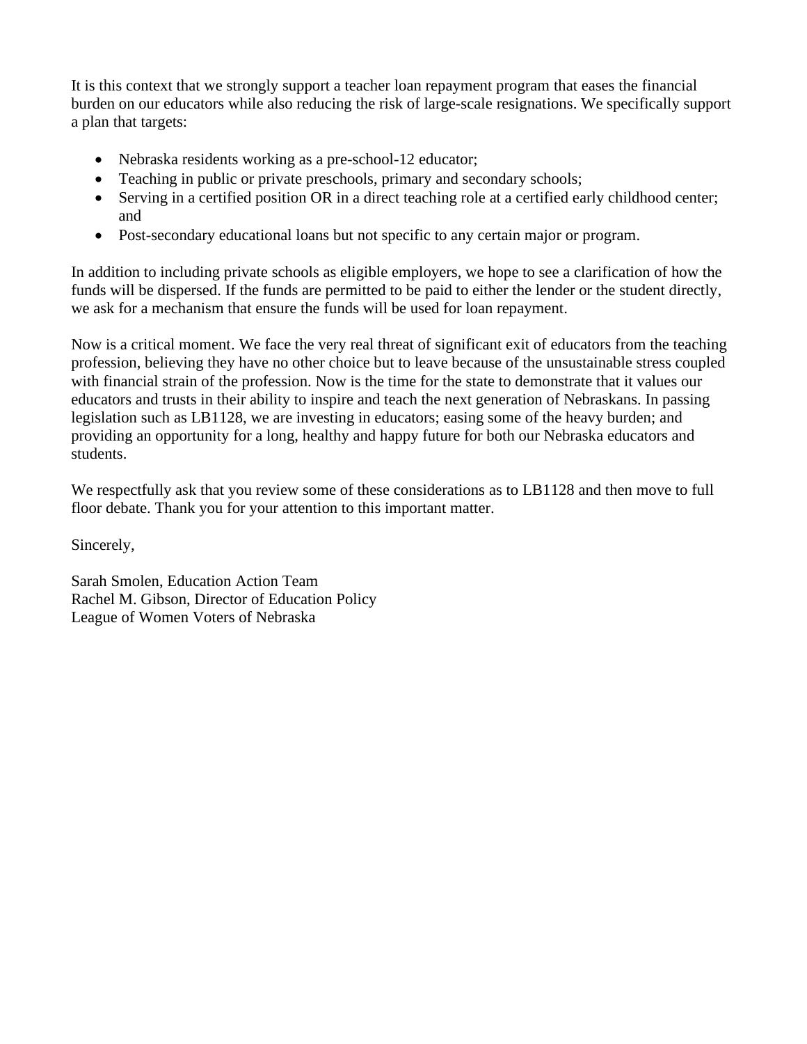It is this context that we strongly support a teacher loan repayment program that eases the financial burden on our educators while also reducing the risk of large-scale resignations. We specifically support a plan that targets:

- Nebraska residents working as a pre-school-12 educator;
- Teaching in public or private preschools, primary and secondary schools;
- Serving in a certified position OR in a direct teaching role at a certified early childhood center; and
- Post-secondary educational loans but not specific to any certain major or program.

In addition to including private schools as eligible employers, we hope to see a clarification of how the funds will be dispersed. If the funds are permitted to be paid to either the lender or the student directly, we ask for a mechanism that ensure the funds will be used for loan repayment.

Now is a critical moment. We face the very real threat of significant exit of educators from the teaching profession, believing they have no other choice but to leave because of the unsustainable stress coupled with financial strain of the profession. Now is the time for the state to demonstrate that it values our educators and trusts in their ability to inspire and teach the next generation of Nebraskans. In passing legislation such as LB1128, we are investing in educators; easing some of the heavy burden; and providing an opportunity for a long, healthy and happy future for both our Nebraska educators and students.

We respectfully ask that you review some of these considerations as to LB1128 and then move to full floor debate. Thank you for your attention to this important matter.

Sincerely,

Sarah Smolen, Education Action Team
Rachel M. Gibson, Director of Education Policy
League of Women Voters of Nebraska